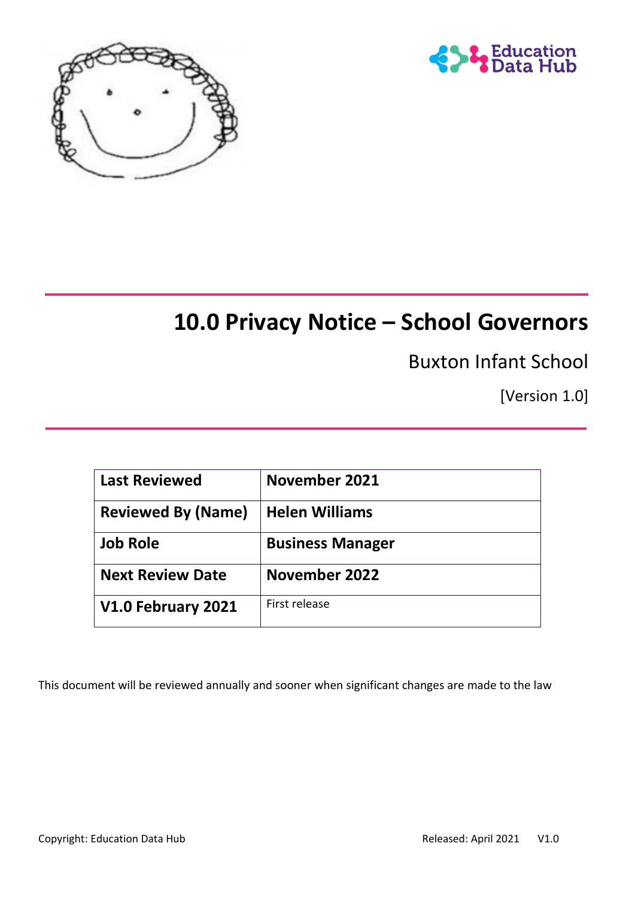# 10.0 Privacy Notice – School Governors

Buxton Infant School

[Version 1.0]

| Last Reviewed | November 2021 |
|---|---|
| Reviewed By (Name) | Helen Williams |
| Job Role | Business Manager |
| Next Review Date | November 2022 |
| V1.0 February 2021 | First release |

This document will be reviewed annually and sooner when significant changes are made to the law

Copyright: Education Data Hub Released: April 2021 V1.0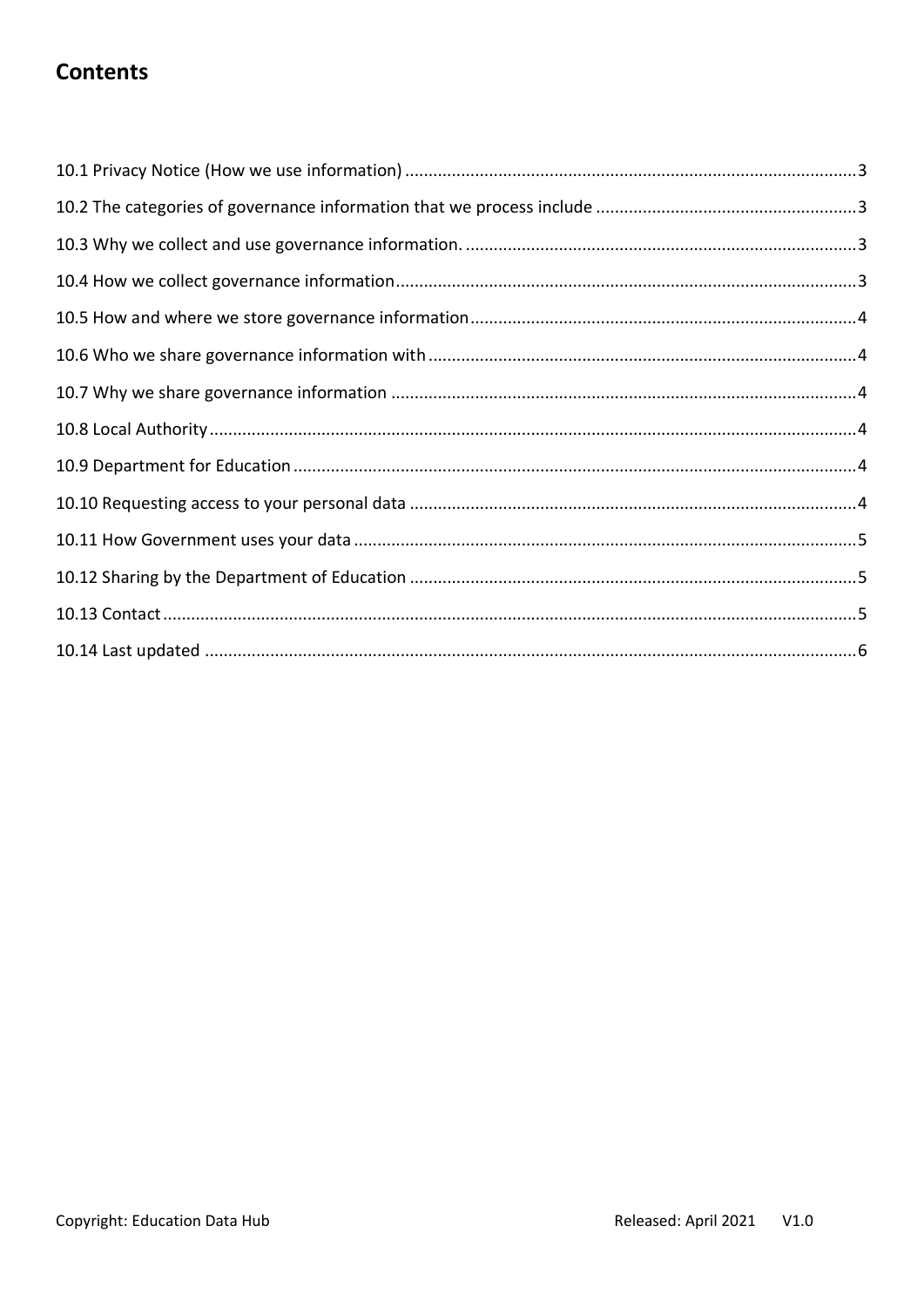## Contents

10.1 Privacy Notice (How we use information) ....... 3

10.2 The categories of governance information that we process include ....... 3

10.3 Why we collect and use governance information. ....... 3

10.4 How we collect governance information ....... 3

10.5 How and where we store governance information ....... 4

10.6 Who we share governance information with ....... 4

10.7 Why we share governance information ....... 4

10.8 Local Authority ....... 4

10.9 Department for Education ....... 4

10.10 Requesting access to your personal data ....... 4

10.11 How Government uses your data ....... 5

10.12 Sharing by the Department of Education ....... 5

10.13 Contact ....... 5

10.14 Last updated ....... 6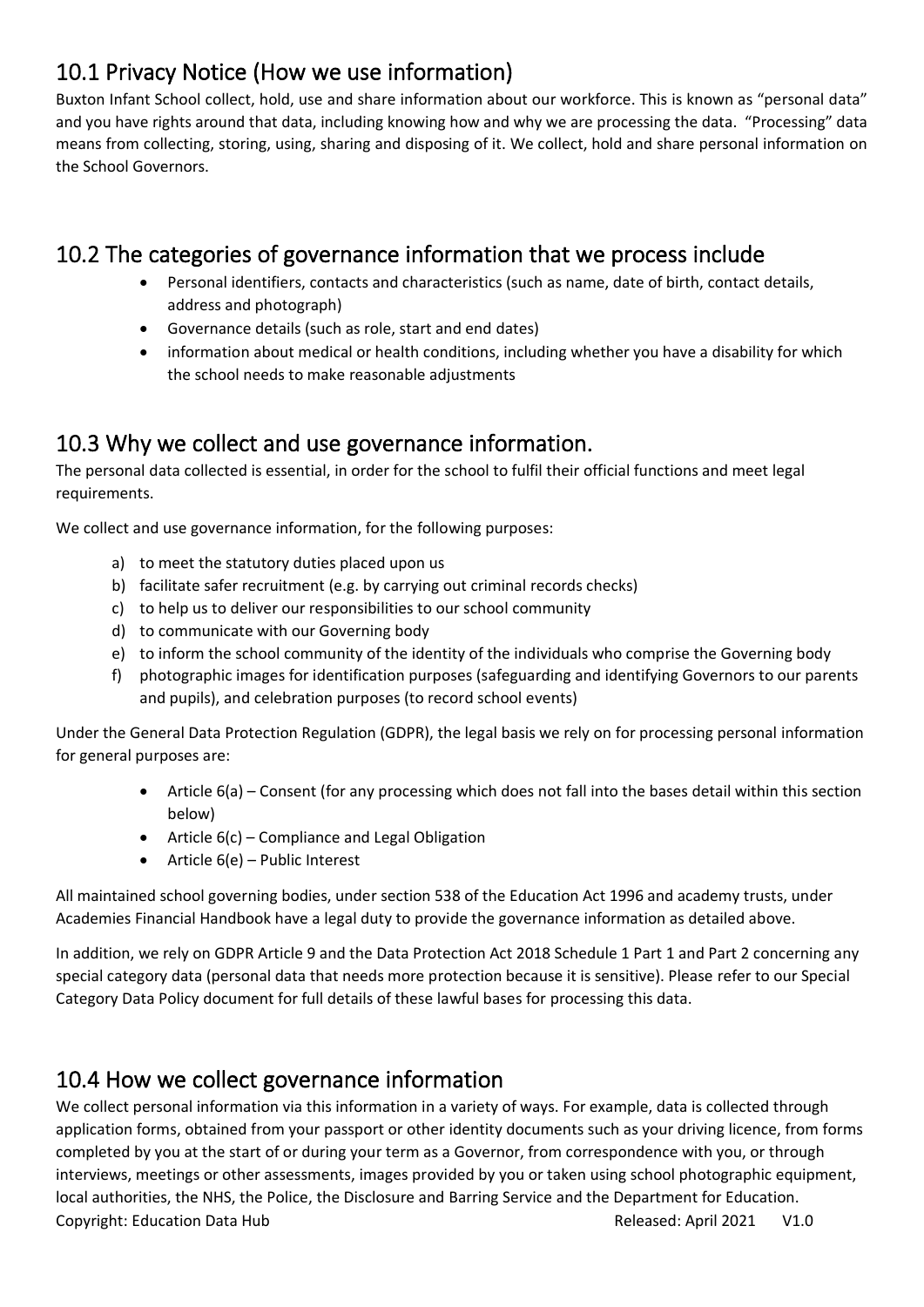## 10.1 Privacy Notice (How we use information)

Buxton Infant School collect, hold, use and share information about our workforce. This is known as "personal data" and you have rights around that data, including knowing how and why we are processing the data. "Processing" data means from collecting, storing, using, sharing and disposing of it. We collect, hold and share personal information on the School Governors.

## 10.2 The categories of governance information that we process include

- Personal identifiers, contacts and characteristics (such as name, date of birth, contact details, address and photograph)
- Governance details (such as role, start and end dates)
- information about medical or health conditions, including whether you have a disability for which the school needs to make reasonable adjustments

## 10.3 Why we collect and use governance information.

The personal data collected is essential, in order for the school to fulfil their official functions and meet legal requirements.

We collect and use governance information, for the following purposes:

a) to meet the statutory duties placed upon us
b) facilitate safer recruitment (e.g. by carrying out criminal records checks)
c) to help us to deliver our responsibilities to our school community
d) to communicate with our Governing body
e) to inform the school community of the identity of the individuals who comprise the Governing body
f) photographic images for identification purposes (safeguarding and identifying Governors to our parents and pupils), and celebration purposes (to record school events)

Under the General Data Protection Regulation (GDPR), the legal basis we rely on for processing personal information for general purposes are:

- Article 6(a) – Consent (for any processing which does not fall into the bases detail within this section below)
- Article 6(c) – Compliance and Legal Obligation
- Article 6(e) – Public Interest

All maintained school governing bodies, under section 538 of the Education Act 1996 and academy trusts, under Academies Financial Handbook have a legal duty to provide the governance information as detailed above.

In addition, we rely on GDPR Article 9 and the Data Protection Act 2018 Schedule 1 Part 1 and Part 2 concerning any special category data (personal data that needs more protection because it is sensitive). Please refer to our Special Category Data Policy document for full details of these lawful bases for processing this data.

## 10.4 How we collect governance information

We collect personal information via this information in a variety of ways. For example, data is collected through application forms, obtained from your passport or other identity documents such as your driving licence, from forms completed by you at the start of or during your term as a Governor, from correspondence with you, or through interviews, meetings or other assessments, images provided by you or taken using school photographic equipment, local authorities, the NHS, the Police, the Disclosure and Barring Service and the Department for Education.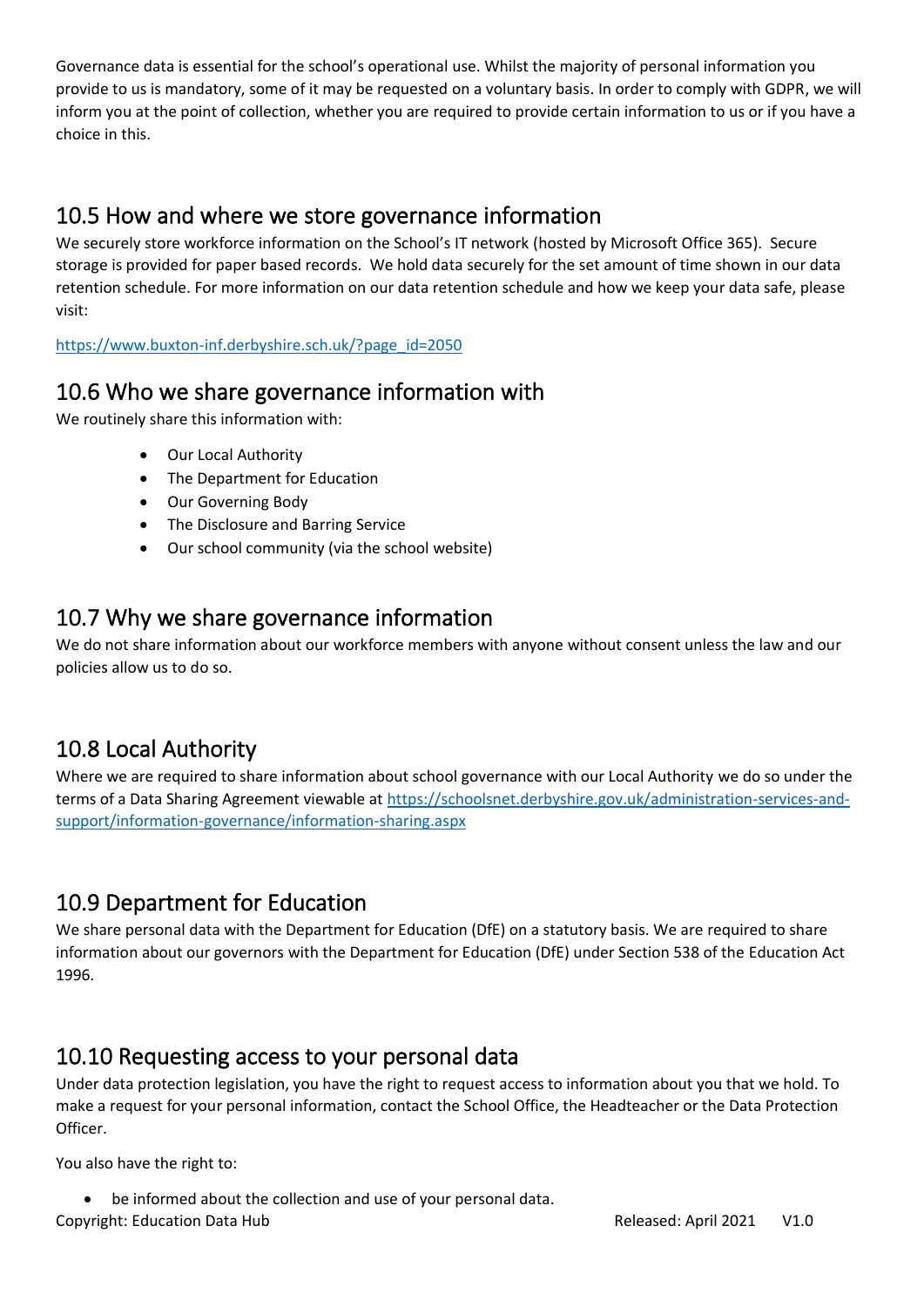Governance data is essential for the school's operational use. Whilst the majority of personal information you provide to us is mandatory, some of it may be requested on a voluntary basis. In order to comply with GDPR, we will inform you at the point of collection, whether you are required to provide certain information to us or if you have a choice in this.

## 10.5 How and where we store governance information

We securely store workforce information on the School's IT network (hosted by Microsoft Office 365). Secure storage is provided for paper based records. We hold data securely for the set amount of time shown in our data retention schedule. For more information on our data retention schedule and how we keep your data safe, please visit:

https://www.buxton-inf.derbyshire.sch.uk/?page_id=2050

## 10.6 Who we share governance information with

We routinely share this information with:

- Our Local Authority
- The Department for Education
- Our Governing Body
- The Disclosure and Barring Service
- Our school community (via the school website)

## 10.7 Why we share governance information

We do not share information about our workforce members with anyone without consent unless the law and our policies allow us to do so.

## 10.8 Local Authority

Where we are required to share information about school governance with our Local Authority we do so under the terms of a Data Sharing Agreement viewable at https://schoolsnet.derbyshire.gov.uk/administration-services-and-support/information-governance/information-sharing.aspx

## 10.9 Department for Education

We share personal data with the Department for Education (DfE) on a statutory basis. We are required to share information about our governors with the Department for Education (DfE) under Section 538 of the Education Act 1996.

## 10.10 Requesting access to your personal data

Under data protection legislation, you have the right to request access to information about you that we hold. To make a request for your personal information, contact the School Office, the Headteacher or the Data Protection Officer.

You also have the right to:

- be informed about the collection and use of your personal data.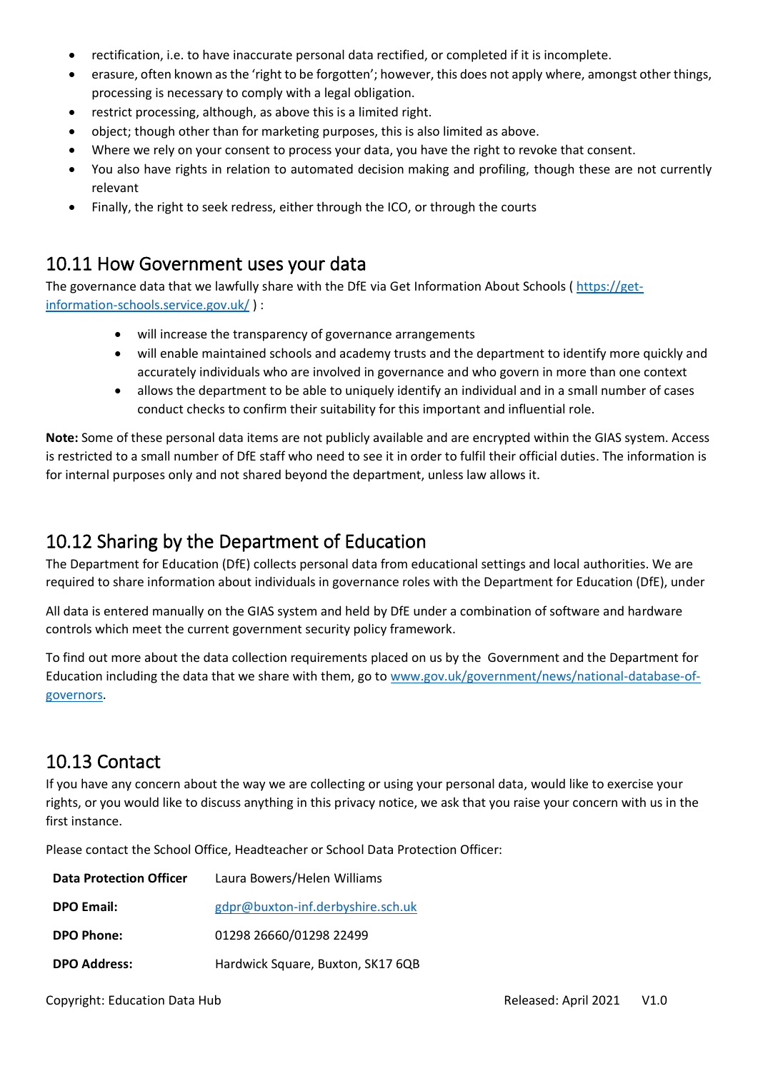- rectification, i.e. to have inaccurate personal data rectified, or completed if it is incomplete.
- erasure, often known as the 'right to be forgotten'; however, this does not apply where, amongst other things, processing is necessary to comply with a legal obligation.
- restrict processing, although, as above this is a limited right.
- object; though other than for marketing purposes, this is also limited as above.
- Where we rely on your consent to process your data, you have the right to revoke that consent.
- You also have rights in relation to automated decision making and profiling, though these are not currently relevant
- Finally, the right to seek redress, either through the ICO, or through the courts

## 10.11 How Government uses your data

The governance data that we lawfully share with the DfE via Get Information About Schools ( [https://get-information-schools.service.gov.uk/](https://get-information-schools.service.gov.uk/) ) :

- will increase the transparency of governance arrangements
- will enable maintained schools and academy trusts and the department to identify more quickly and accurately individuals who are involved in governance and who govern in more than one context
- allows the department to be able to uniquely identify an individual and in a small number of cases conduct checks to confirm their suitability for this important and influential role.

**Note:** Some of these personal data items are not publicly available and are encrypted within the GIAS system. Access is restricted to a small number of DfE staff who need to see it in order to fulfil their official duties. The information is for internal purposes only and not shared beyond the department, unless law allows it.

## 10.12 Sharing by the Department of Education

The Department for Education (DfE) collects personal data from educational settings and local authorities. We are required to share information about individuals in governance roles with the Department for Education (DfE), under

All data is entered manually on the GIAS system and held by DfE under a combination of software and hardware controls which meet the current government security policy framework.

To find out more about the data collection requirements placed on us by the Government and the Department for Education including the data that we share with them, go to [www.gov.uk/government/news/national-database-of-governors](www.gov.uk/government/news/national-database-of-governors).

## 10.13 Contact

If you have any concern about the way we are collecting or using your personal data, would like to exercise your rights, or you would like to discuss anything in this privacy notice, we ask that you raise your concern with us in the first instance.

Please contact the School Office, Headteacher or School Data Protection Officer:

| | |
|---|---|
| **Data Protection Officer** | Laura Bowers/Helen Williams |
| **DPO Email:** | [gdpr@buxton-inf.derbyshire.sch.uk](mailto:gdpr@buxton-inf.derbyshire.sch.uk) |
| **DPO Phone:** | 01298 26660/01298 22499 |
| **DPO Address:** | Hardwick Square, Buxton, SK17 6QB |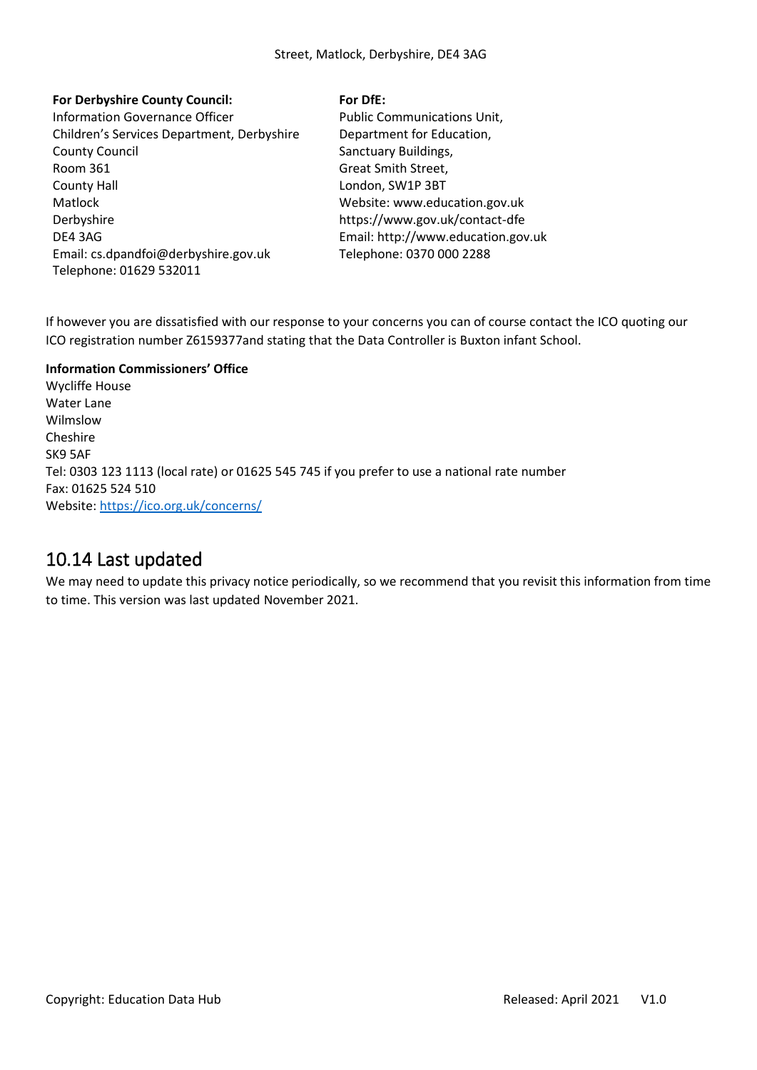Street, Matlock, Derbyshire, DE4 3AG

**For Derbyshire County Council:**
Information Governance Officer
Children's Services Department, Derbyshire County Council
Room 361
County Hall
Matlock
Derbyshire
DE4 3AG
Email: cs.dpandfoi@derbyshire.gov.uk
Telephone: 01629 532011

**For DfE:**
Public Communications Unit,
Department for Education,
Sanctuary Buildings,
Great Smith Street,
London, SW1P 3BT
Website: www.education.gov.uk
https://www.gov.uk/contact-dfe
Email: http://www.education.gov.uk
Telephone: 0370 000 2288

If however you are dissatisfied with our response to your concerns you can of course contact the ICO quoting our ICO registration number Z6159377and stating that the Data Controller is Buxton infant School.

**Information Commissioners' Office**
Wycliffe House
Water Lane
Wilmslow
Cheshire
SK9 5AF
Tel: 0303 123 1113 (local rate) or 01625 545 745 if you prefer to use a national rate number
Fax: 01625 524 510
Website: [https://ico.org.uk/concerns/](https://ico.org.uk/concerns/)

## 10.14 Last updated

We may need to update this privacy notice periodically, so we recommend that you revisit this information from time to time. This version was last updated November 2021.